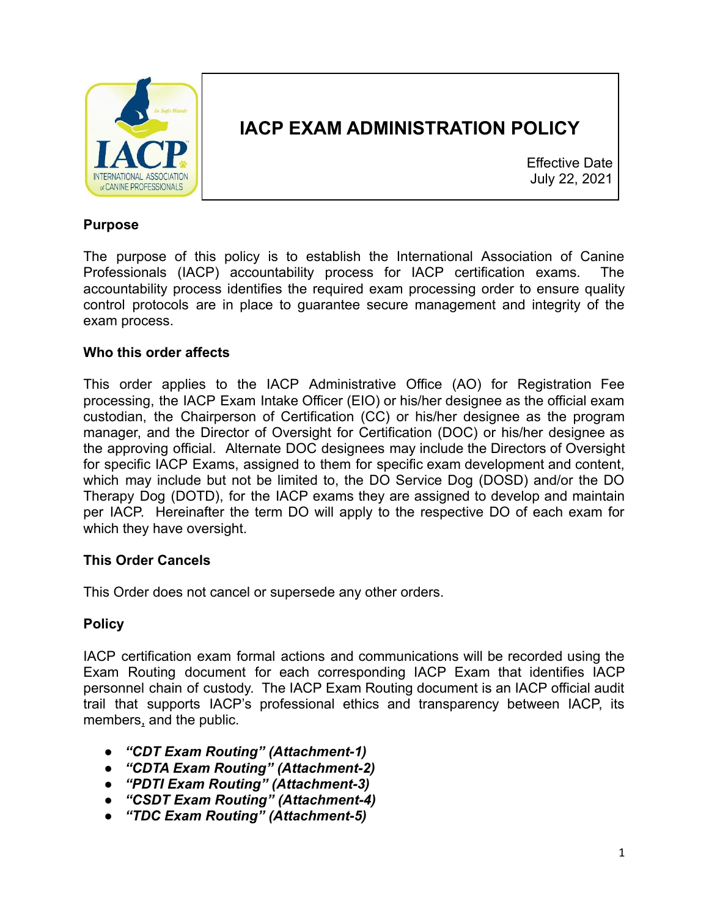# IACP EXAM ADMINISTRATION POLICY

Effective Date
July 22, 2021

## Purpose

The purpose of this policy is to establish the International Association of Canine Professionals (IACP) accountability process for IACP certification exams. The accountability process identifies the required exam processing order to ensure quality control protocols are in place to guarantee secure management and integrity of the exam process.

## Who this order affects

This order applies to the IACP Administrative Office (AO) for Registration Fee processing, the IACP Exam Intake Officer (EIO) or his/her designee as the official exam custodian, the Chairperson of Certification (CC) or his/her designee as the program manager, and the Director of Oversight for Certification (DOC) or his/her designee as the approving official. Alternate DOC designees may include the Directors of Oversight for specific IACP Exams, assigned to them for specific exam development and content, which may include but not be limited to, the DO Service Dog (DOSD) and/or the DO Therapy Dog (DOTD), for the IACP exams they are assigned to develop and maintain per IACP. Hereinafter the term DO will apply to the respective DO of each exam for which they have oversight.

## This Order Cancels

This Order does not cancel or supersede any other orders.

## Policy

IACP certification exam formal actions and communications will be recorded using the Exam Routing document for each corresponding IACP Exam that identifies IACP personnel chain of custody. The IACP Exam Routing document is an IACP official audit trail that supports IACP's professional ethics and transparency between IACP, its members, and the public.

- ***"CDT Exam Routing" (Attachment-1)***
- ***"CDTA Exam Routing" (Attachment-2)***
- ***"PDTI Exam Routing" (Attachment-3)***
- ***"CSDT Exam Routing" (Attachment-4)***
- ***"TDC Exam Routing" (Attachment-5)***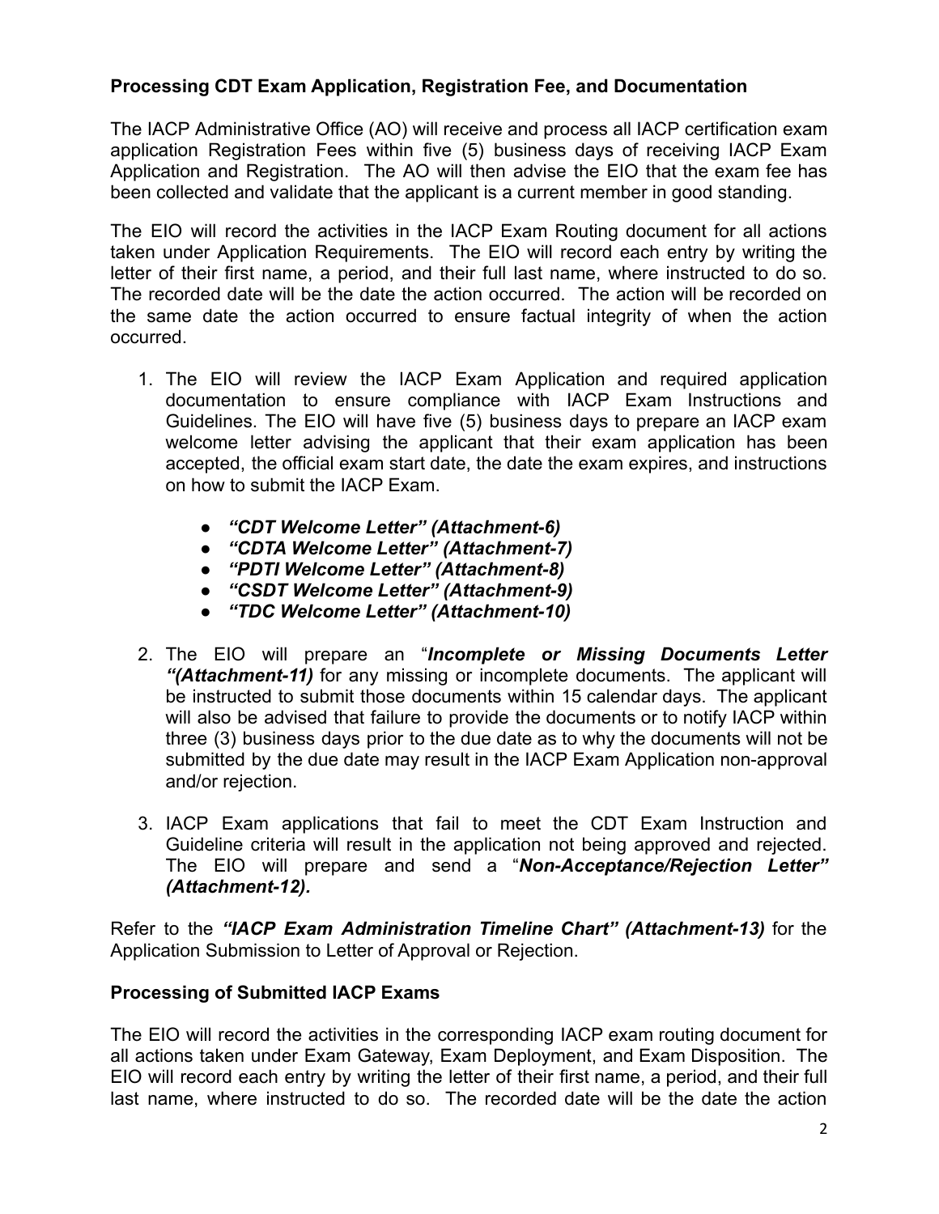**Processing CDT Exam Application, Registration Fee, and Documentation**

The IACP Administrative Office (AO) will receive and process all IACP certification exam application Registration Fees within five (5) business days of receiving IACP Exam Application and Registration. The AO will then advise the EIO that the exam fee has been collected and validate that the applicant is a current member in good standing.

The EIO will record the activities in the IACP Exam Routing document for all actions taken under Application Requirements. The EIO will record each entry by writing the letter of their first name, a period, and their full last name, where instructed to do so. The recorded date will be the date the action occurred. The action will be recorded on the same date the action occurred to ensure factual integrity of when the action occurred.

1. The EIO will review the IACP Exam Application and required application documentation to ensure compliance with IACP Exam Instructions and Guidelines. The EIO will have five (5) business days to prepare an IACP exam welcome letter advising the applicant that their exam application has been accepted, the official exam start date, the date the exam expires, and instructions on how to submit the IACP Exam.

    - ***"CDT Welcome Letter" (Attachment-6)***
    - ***"CDTA Welcome Letter" (Attachment-7)***
    - ***"PDTI Welcome Letter" (Attachment-8)***
    - ***"CSDT Welcome Letter" (Attachment-9)***
    - ***"TDC Welcome Letter" (Attachment-10)***

2. The EIO will prepare an "***Incomplete or Missing Documents Letter "(Attachment-11)*** for any missing or incomplete documents. The applicant will be instructed to submit those documents within 15 calendar days. The applicant will also be advised that failure to provide the documents or to notify IACP within three (3) business days prior to the due date as to why the documents will not be submitted by the due date may result in the IACP Exam Application non-approval and/or rejection.

3. IACP Exam applications that fail to meet the CDT Exam Instruction and Guideline criteria will result in the application not being approved and rejected. The EIO will prepare and send a "***Non-Acceptance/Rejection Letter" (Attachment-12).***

Refer to the ***"IACP Exam Administration Timeline Chart" (Attachment-13)*** for the Application Submission to Letter of Approval or Rejection.

**Processing of Submitted IACP Exams**

The EIO will record the activities in the corresponding IACP exam routing document for all actions taken under Exam Gateway, Exam Deployment, and Exam Disposition. The EIO will record each entry by writing the letter of their first name, a period, and their full last name, where instructed to do so. The recorded date will be the date the action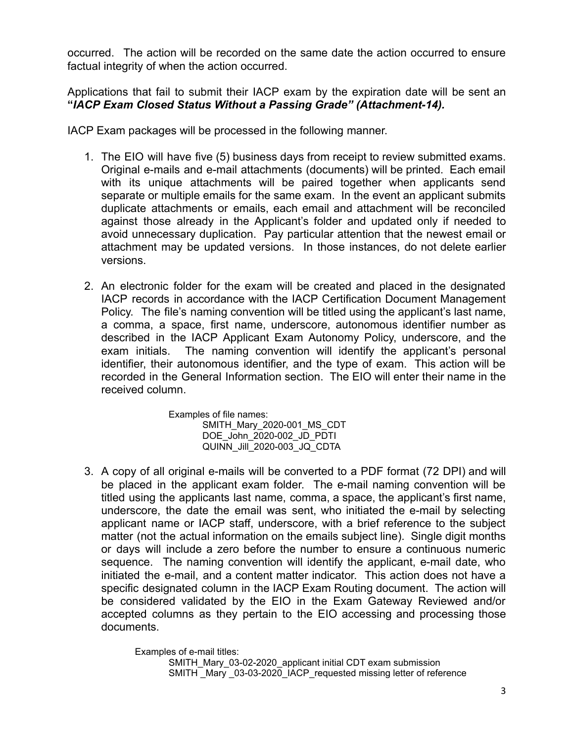occurred. The action will be recorded on the same date the action occurred to ensure factual integrity of when the action occurred.

Applications that fail to submit their IACP exam by the expiration date will be sent an ***"IACP Exam Closed Status Without a Passing Grade" (Attachment-14).***

IACP Exam packages will be processed in the following manner.

1. The EIO will have five (5) business days from receipt to review submitted exams. Original e-mails and e-mail attachments (documents) will be printed. Each email with its unique attachments will be paired together when applicants send separate or multiple emails for the same exam. In the event an applicant submits duplicate attachments or emails, each email and attachment will be reconciled against those already in the Applicant's folder and updated only if needed to avoid unnecessary duplication. Pay particular attention that the newest email or attachment may be updated versions. In those instances, do not delete earlier versions.

2. An electronic folder for the exam will be created and placed in the designated IACP records in accordance with the IACP Certification Document Management Policy. The file's naming convention will be titled using the applicant's last name, a comma, a space, first name, underscore, autonomous identifier number as described in the IACP Applicant Exam Autonomy Policy, underscore, and the exam initials. The naming convention will identify the applicant's personal identifier, their autonomous identifier, and the type of exam. This action will be recorded in the General Information section. The EIO will enter their name in the received column.

   Examples of file names:
   SMITH_Mary_2020-001_MS_CDT
   DOE_John_2020-002_JD_PDTI
   QUINN_Jill_2020-003_JQ_CDTA

3. A copy of all original e-mails will be converted to a PDF format (72 DPI) and will be placed in the applicant exam folder. The e-mail naming convention will be titled using the applicants last name, comma, a space, the applicant's first name, underscore, the date the email was sent, who initiated the e-mail by selecting applicant name or IACP staff, underscore, with a brief reference to the subject matter (not the actual information on the emails subject line). Single digit months or days will include a zero before the number to ensure a continuous numeric sequence. The naming convention will identify the applicant, e-mail date, who initiated the e-mail, and a content matter indicator. This action does not have a specific designated column in the IACP Exam Routing document. The action will be considered validated by the EIO in the Exam Gateway Reviewed and/or accepted columns as they pertain to the EIO accessing and processing those documents.

   Examples of e-mail titles:
   SMITH_Mary_03-02-2020_applicant initial CDT exam submission
   SMITH _Mary _03-03-2020_IACP_requested missing letter of reference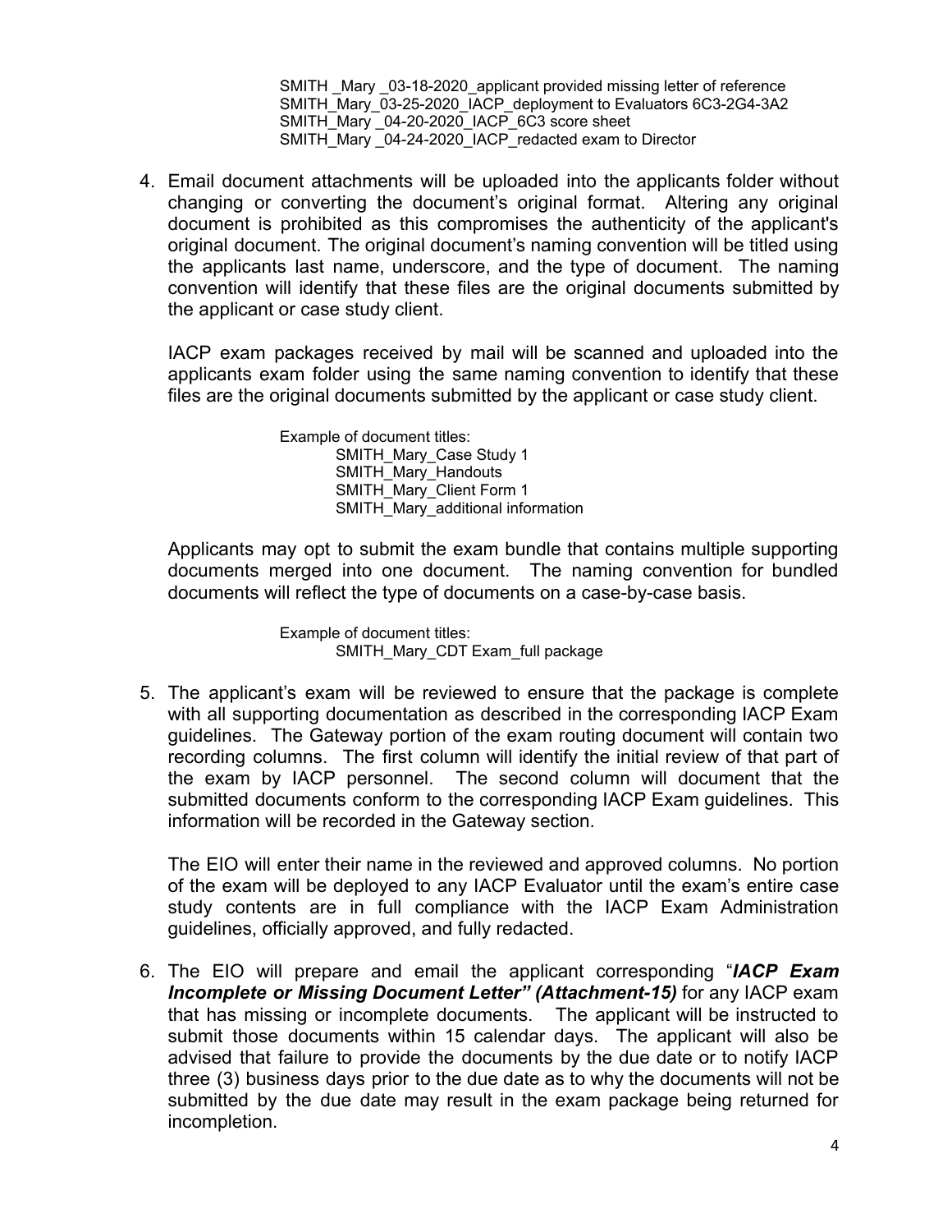SMITH _Mary _03-18-2020_applicant provided missing letter of reference
SMITH_Mary_03-25-2020_IACP_deployment to Evaluators 6C3-2G4-3A2
SMITH_Mary _04-20-2020_IACP_6C3 score sheet
SMITH_Mary _04-24-2020_IACP_redacted exam to Director

4. Email document attachments will be uploaded into the applicants folder without changing or converting the document's original format. Altering any original document is prohibited as this compromises the authenticity of the applicant's original document. The original document's naming convention will be titled using the applicants last name, underscore, and the type of document. The naming convention will identify that these files are the original documents submitted by the applicant or case study client.

   IACP exam packages received by mail will be scanned and uploaded into the applicants exam folder using the same naming convention to identify that these files are the original documents submitted by the applicant or case study client.

   Example of document titles:
   SMITH_Mary_Case Study 1
   SMITH_Mary_Handouts
   SMITH_Mary_Client Form 1
   SMITH_Mary_additional information

   Applicants may opt to submit the exam bundle that contains multiple supporting documents merged into one document. The naming convention for bundled documents will reflect the type of documents on a case-by-case basis.

   Example of document titles:
   SMITH_Mary_CDT Exam_full package

5. The applicant's exam will be reviewed to ensure that the package is complete with all supporting documentation as described in the corresponding IACP Exam guidelines. The Gateway portion of the exam routing document will contain two recording columns. The first column will identify the initial review of that part of the exam by IACP personnel. The second column will document that the submitted documents conform to the corresponding IACP Exam guidelines. This information will be recorded in the Gateway section.

   The EIO will enter their name in the reviewed and approved columns. No portion of the exam will be deployed to any IACP Evaluator until the exam's entire case study contents are in full compliance with the IACP Exam Administration guidelines, officially approved, and fully redacted.

6. The EIO will prepare and email the applicant corresponding "***IACP Exam Incomplete or Missing Document Letter" (Attachment-15)*** for any IACP exam that has missing or incomplete documents. The applicant will be instructed to submit those documents within 15 calendar days. The applicant will also be advised that failure to provide the documents by the due date or to notify IACP three (3) business days prior to the due date as to why the documents will not be submitted by the due date may result in the exam package being returned for incompletion.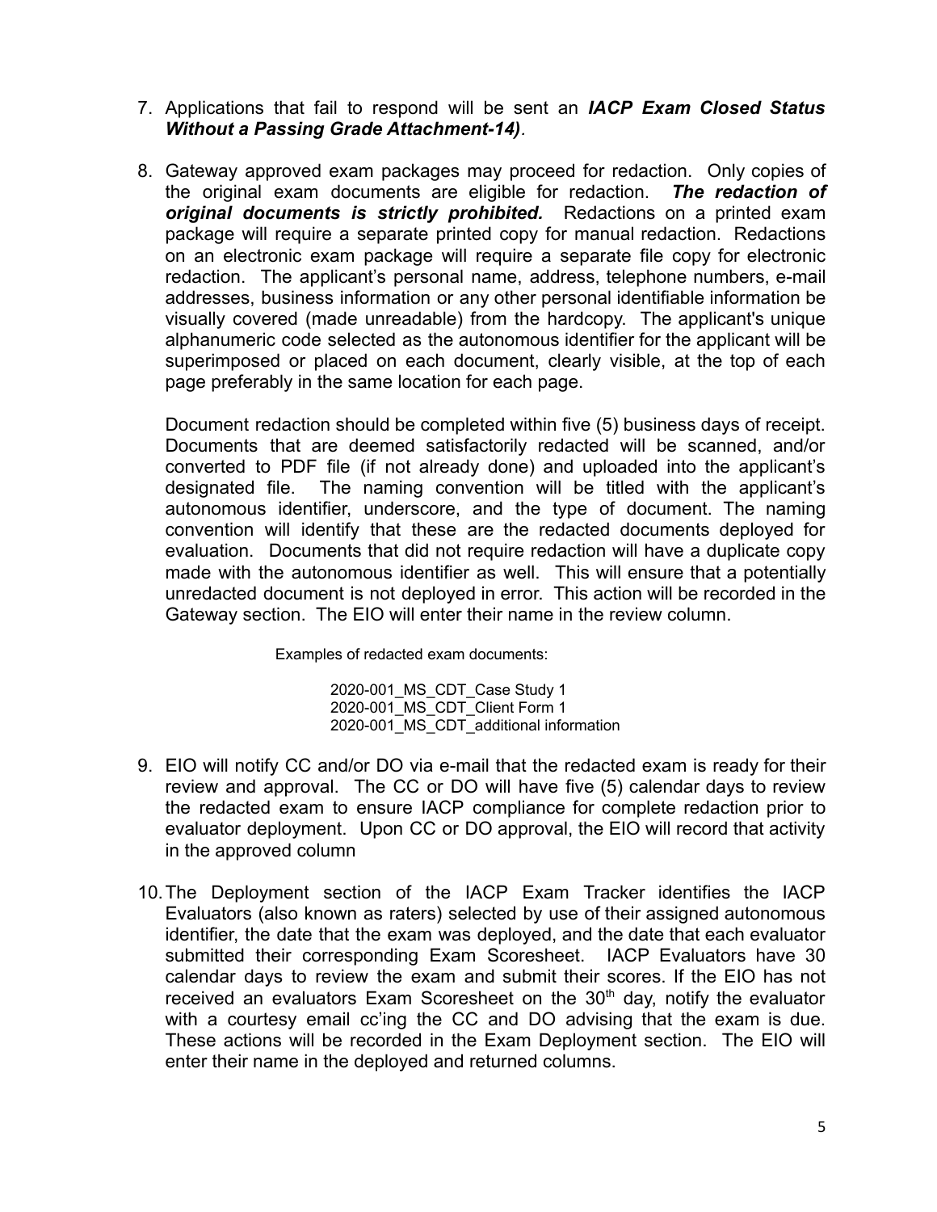7. Applications that fail to respond will be sent an ***IACP Exam Closed Status Without a Passing Grade Attachment-14)***.

8. Gateway approved exam packages may proceed for redaction. Only copies of the original exam documents are eligible for redaction. ***The redaction of original documents is strictly prohibited.*** Redactions on a printed exam package will require a separate printed copy for manual redaction. Redactions on an electronic exam package will require a separate file copy for electronic redaction. The applicant's personal name, address, telephone numbers, e-mail addresses, business information or any other personal identifiable information be visually covered (made unreadable) from the hardcopy. The applicant's unique alphanumeric code selected as the autonomous identifier for the applicant will be superimposed or placed on each document, clearly visible, at the top of each page preferably in the same location for each page.

   Document redaction should be completed within five (5) business days of receipt. Documents that are deemed satisfactorily redacted will be scanned, and/or converted to PDF file (if not already done) and uploaded into the applicant's designated file. The naming convention will be titled with the applicant's autonomous identifier, underscore, and the type of document. The naming convention will identify that these are the redacted documents deployed for evaluation. Documents that did not require redaction will have a duplicate copy made with the autonomous identifier as well. This will ensure that a potentially unredacted document is not deployed in error. This action will be recorded in the Gateway section. The EIO will enter their name in the review column.

   Examples of redacted exam documents:

   2020-001_MS_CDT_Case Study 1
   2020-001_MS_CDT_Client Form 1
   2020-001_MS_CDT_additional information

9. EIO will notify CC and/or DO via e-mail that the redacted exam is ready for their review and approval. The CC or DO will have five (5) calendar days to review the redacted exam to ensure IACP compliance for complete redaction prior to evaluator deployment. Upon CC or DO approval, the EIO will record that activity in the approved column

10. The Deployment section of the IACP Exam Tracker identifies the IACP Evaluators (also known as raters) selected by use of their assigned autonomous identifier, the date that the exam was deployed, and the date that each evaluator submitted their corresponding Exam Scoresheet. IACP Evaluators have 30 calendar days to review the exam and submit their scores. If the EIO has not received an evaluators Exam Scoresheet on the 30th day, notify the evaluator with a courtesy email cc'ing the CC and DO advising that the exam is due. These actions will be recorded in the Exam Deployment section. The EIO will enter their name in the deployed and returned columns.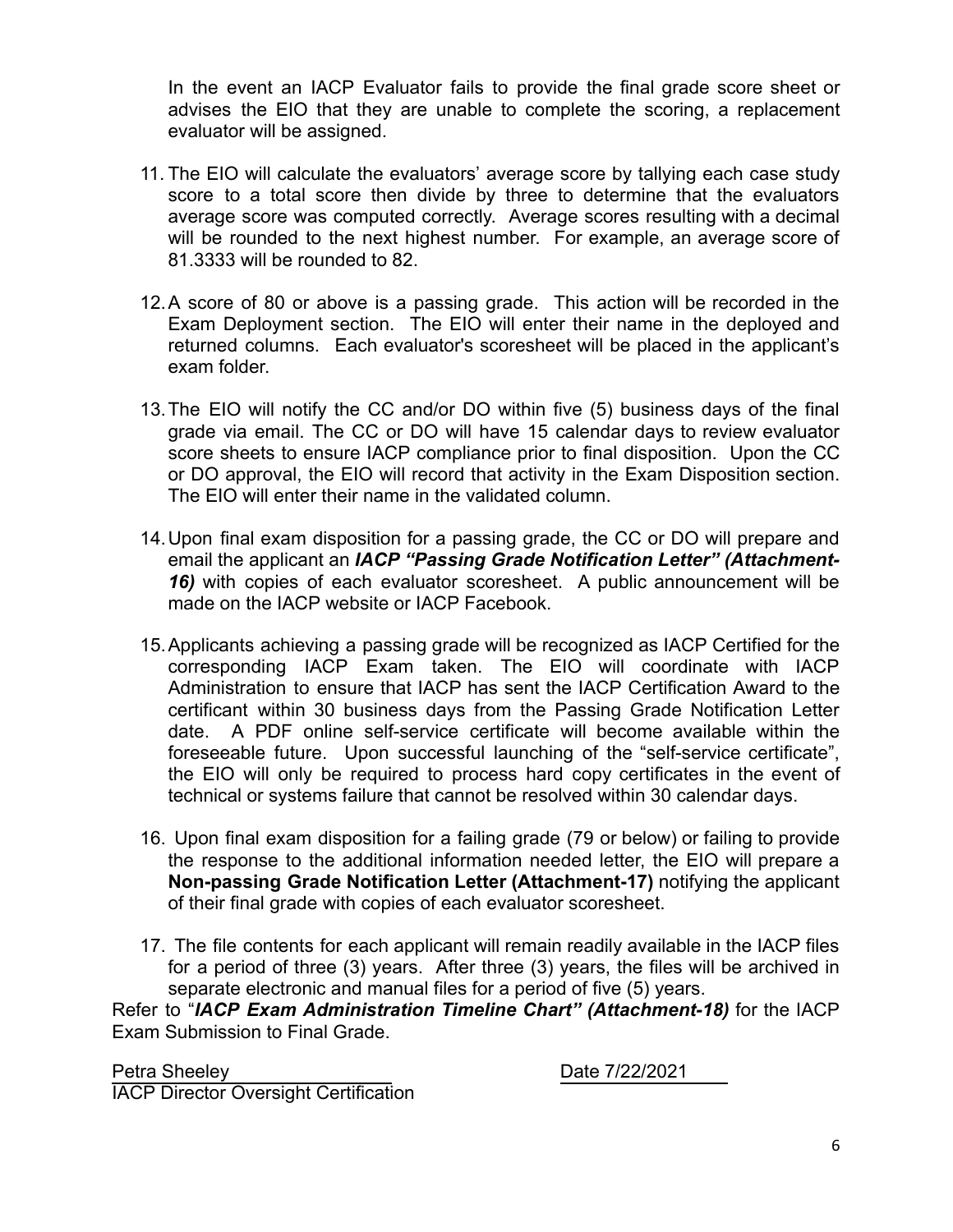In the event an IACP Evaluator fails to provide the final grade score sheet or advises the EIO that they are unable to complete the scoring, a replacement evaluator will be assigned.

11. The EIO will calculate the evaluators' average score by tallying each case study score to a total score then divide by three to determine that the evaluators average score was computed correctly. Average scores resulting with a decimal will be rounded to the next highest number. For example, an average score of 81.3333 will be rounded to 82.

12. A score of 80 or above is a passing grade. This action will be recorded in the Exam Deployment section. The EIO will enter their name in the deployed and returned columns. Each evaluator's scoresheet will be placed in the applicant's exam folder.

13. The EIO will notify the CC and/or DO within five (5) business days of the final grade via email. The CC or DO will have 15 calendar days to review evaluator score sheets to ensure IACP compliance prior to final disposition. Upon the CC or DO approval, the EIO will record that activity in the Exam Disposition section. The EIO will enter their name in the validated column.

14. Upon final exam disposition for a passing grade, the CC or DO will prepare and email the applicant an ***IACP "Passing Grade Notification Letter" (Attachment-16)*** with copies of each evaluator scoresheet. A public announcement will be made on the IACP website or IACP Facebook.

15. Applicants achieving a passing grade will be recognized as IACP Certified for the corresponding IACP Exam taken. The EIO will coordinate with IACP Administration to ensure that IACP has sent the IACP Certification Award to the certificant within 30 business days from the Passing Grade Notification Letter date. A PDF online self-service certificate will become available within the foreseeable future. Upon successful launching of the "self-service certificate", the EIO will only be required to process hard copy certificates in the event of technical or systems failure that cannot be resolved within 30 calendar days.

16. Upon final exam disposition for a failing grade (79 or below) or failing to provide the response to the additional information needed letter, the EIO will prepare a **Non-passing Grade Notification Letter (Attachment-17)** notifying the applicant of their final grade with copies of each evaluator scoresheet.

17. The file contents for each applicant will remain readily available in the IACP files for a period of three (3) years. After three (3) years, the files will be archived in separate electronic and manual files for a period of five (5) years.

Refer to "***IACP Exam Administration Timeline Chart" (Attachment-18)*** for the IACP Exam Submission to Final Grade.

Petra Sheeley　　　　　　　　　　Date 7/22/2021
IACP Director Oversight Certification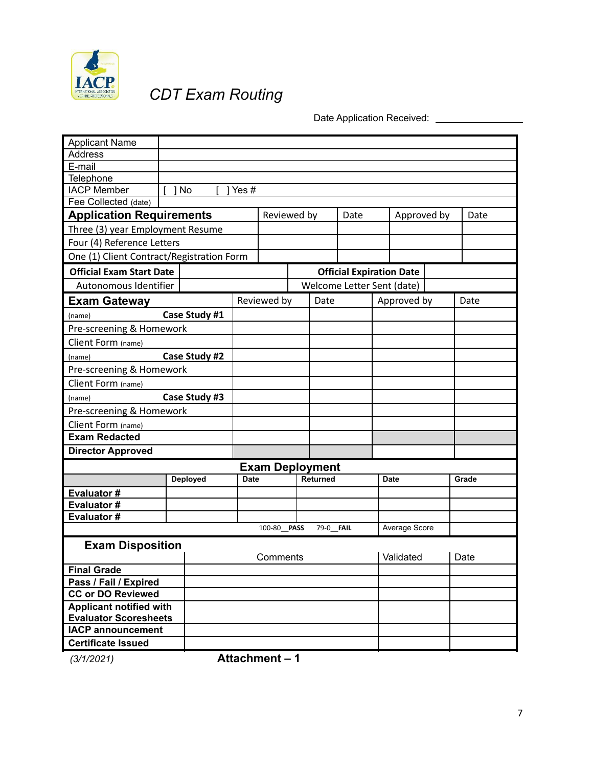IACP
INTERNATIONAL ASSOCIATION of CANINE PROFESSIONALS

# *CDT Exam Routing*

Date Application Received: ________________

| Applicant Name | |
|---|---|
| Address | |
| E-mail | |
| Telephone | |
| IACP Member | [ ] No [ ] Yes # |
| Fee Collected (date) | |

| **Application Requirements** | Reviewed by | Date | Approved by | Date |
|---|---|---|---|---|
| Three (3) year Employment Resume | | | | |
| Four (4) Reference Letters | | | | |
| One (1) Client Contract/Registration Form | | | | |

| **Official Exam Start Date** | | **Official Expiration Date** | |
|---|---|---|---|
| Autonomous Identifier | | Welcome Letter Sent (date) | |

| **Exam Gateway** | Reviewed by | Date | Approved by | Date |
|---|---|---|---|---|
| (name) **Case Study #1** | | | | |
| Pre-screening & Homework | | | | |
| Client Form (name) | | | | |
| (name) **Case Study #2** | | | | |
| Pre-screening & Homework | | | | |
| Client Form (name) | | | | |
| (name) **Case Study #3** | | | | |
| Pre-screening & Homework | | | | |
| Client Form (name) | | | | |
| **Exam Redacted** | | | | |
| **Director Approved** | | | | |

| **Exam Deployment** | | | | | |
|---|---|---|---|---|---|
| | **Deployed** | **Date** | **Returned** | **Date** | **Grade** |
| **Evaluator #** | | | | | |
| **Evaluator #** | | | | | |
| **Evaluator #** | | | | | |
| | | 100-80__**PASS** | 79-0__**FAIL** | Average Score | |

| **Exam Disposition** | Comments | Validated | Date |
|---|---|---|---|
| **Final Grade** | | | |
| **Pass / Fail / Expired** | | | |
| **CC or DO Reviewed** | | | |
| **Applicant notified with Evaluator Scoresheets** | | | |
| **IACP announcement** | | | |
| **Certificate Issued** | | | |

*(3/1/2021)* **Attachment – 1**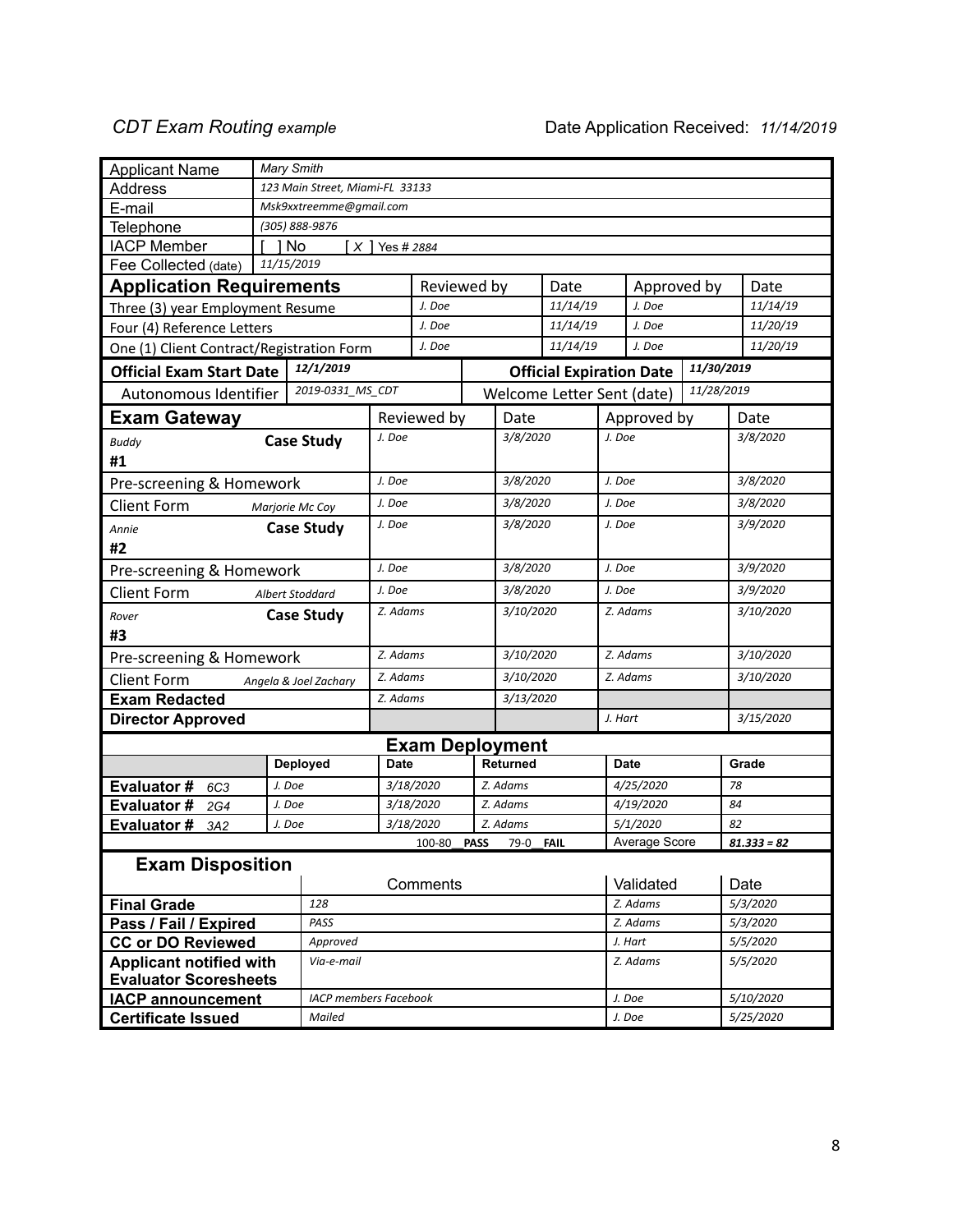*CDT Exam Routing example* Date Application Received: *11/14/2019*

| Applicant Name | *Mary Smith* |
|---|---|
| Address | *123 Main Street, Miami-FL 33133* |
| E-mail | *Msk9xxtreemme@gmail.com* |
| Telephone | *(305) 888-9876* |
| IACP Member | [ ] No [ X ] Yes # *2884* |
| Fee Collected (date) | *11/15/2019* |

| **Application Requirements** | Reviewed by | Date | Approved by | Date |
|---|---|---|---|---|
| Three (3) year Employment Resume | *J. Doe* | *11/14/19* | *J. Doe* | *11/14/19* |
| Four (4) Reference Letters | *J. Doe* | *11/14/19* | *J. Doe* | *11/20/19* |
| One (1) Client Contract/Registration Form | *J. Doe* | *11/14/19* | *J. Doe* | *11/20/19* |

| **Official Exam Start Date** | *12/1/2019* | **Official Expiration Date** | *11/30/2019* |
|---|---|---|---|
| Autonomous Identifier | *2019-0331_MS_CDT* | Welcome Letter Sent (date) | *11/28/2019* |

| **Exam Gateway** | Reviewed by | Date | Approved by | Date |
|---|---|---|---|---|
| *Buddy* **Case Study** #1 | *J. Doe* | *3/8/2020* | *J. Doe* | *3/8/2020* |
| Pre-screening & Homework | *J. Doe* | *3/8/2020* | *J. Doe* | *3/8/2020* |
| Client Form *Marjorie Mc Coy* | *J. Doe* | *3/8/2020* | *J. Doe* | *3/8/2020* |
| *Annie* **Case Study** #2 | *J. Doe* | *3/8/2020* | *J. Doe* | *3/9/2020* |
| Pre-screening & Homework | *J. Doe* | *3/8/2020* | *J. Doe* | *3/9/2020* |
| Client Form *Albert Stoddard* | *J. Doe* | *3/8/2020* | *J. Doe* | *3/9/2020* |
| *Rover* **Case Study** #3 | *Z. Adams* | *3/10/2020* | *Z. Adams* | *3/10/2020* |
| Pre-screening & Homework | *Z. Adams* | *3/10/2020* | *Z. Adams* | *3/10/2020* |
| Client Form *Angela & Joel Zachary* | *Z. Adams* | *3/10/2020* | *Z. Adams* | *3/10/2020* |
| **Exam Redacted** | *Z. Adams* | *3/13/2020* | | |
| **Director Approved** | | | *J. Hart* | *3/15/2020* |

**Exam Deployment**

| | Deployed | Date | Returned | Date | Grade |
|---|---|---|---|---|---|
| **Evaluator #** *6C3* | *J. Doe* | *3/18/2020* | *Z. Adams* | *4/25/2020* | *78* |
| **Evaluator #** *2G4* | *J. Doe* | *3/18/2020* | *Z. Adams* | *4/19/2020* | *84* |
| **Evaluator #** *3A2* | *J. Doe* | *3/18/2020* | *Z. Adams* | *5/1/2020* | *82* |
| | | 100-80 **PASS** | 79-0 **FAIL** | Average Score | ***81.333 = 82*** |

**Exam Disposition**

| | Comments | Validated | Date |
|---|---|---|---|
| **Final Grade** | *128* | *Z. Adams* | *5/3/2020* |
| **Pass / Fail / Expired** | *PASS* | *Z. Adams* | *5/3/2020* |
| **CC or DO Reviewed** | *Approved* | *J. Hart* | *5/5/2020* |
| **Applicant notified with Evaluator Scoresheets** | *Via-e-mail* | *Z. Adams* | *5/5/2020* |
| **IACP announcement** | *IACP members Facebook* | *J. Doe* | *5/10/2020* |
| **Certificate Issued** | *Mailed* | *J. Doe* | *5/25/2020* |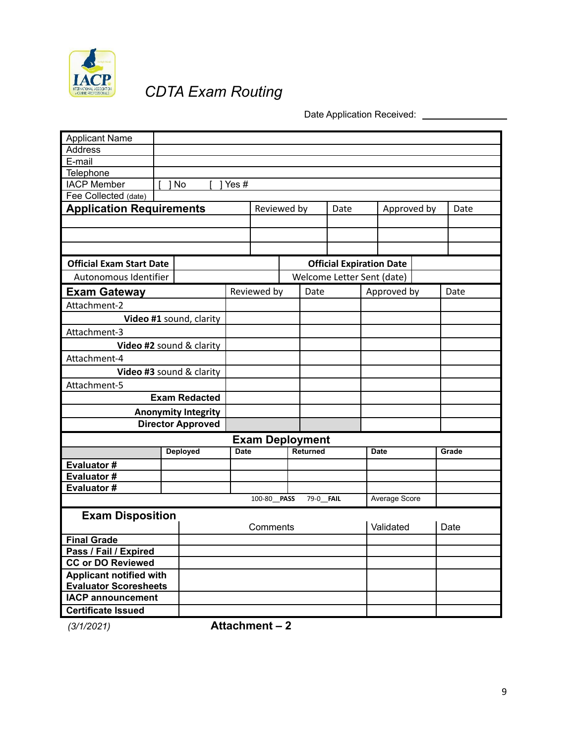# CDTA Exam Routing

Date Application Received: ________________

| Applicant Name | |
|---|---|
| Address | |
| E-mail | |
| Telephone | |
| IACP Member | [ ] No [ ] Yes # |
| Fee Collected (date) | |

| **Application Requirements** | Reviewed by | Date | Approved by | Date |
|---|---|---|---|---|
| | | | | |
| | | | | |
| | | | | |

| **Official Exam Start Date** | | **Official Expiration Date** | |
|---|---|---|---|
| Autonomous Identifier | | Welcome Letter Sent (date) | |

| **Exam Gateway** | Reviewed by | Date | Approved by | Date |
|---|---|---|---|---|
| Attachment-2 | | | | |
| **Video #1** sound, clarity | | | | |
| Attachment-3 | | | | |
| **Video #2** sound & clarity | | | | |
| Attachment-4 | | | | |
| **Video #3** sound & clarity | | | | |
| Attachment-5 | | | | |
| **Exam Redacted** | | | | |
| **Anonymity Integrity** | | | | |
| **Director Approved** | | | | |

**Exam Deployment**

| | Deployed | Date | Returned | Date | Grade |
|---|---|---|---|---|---|
| **Evaluator #** | | | | | |
| **Evaluator #** | | | | | |
| **Evaluator #** | | | | | |
| | | 100-80__**PASS** | 79-0__**FAIL** | Average Score | |

| **Exam Disposition** | Comments | Validated | Date |
|---|---|---|---|
| **Final Grade** | | | |
| **Pass / Fail / Expired** | | | |
| **CC or DO Reviewed** | | | |
| **Applicant notified with Evaluator Scoresheets** | | | |
| **IACP announcement** | | | |
| **Certificate Issued** | | | |

*(3/1/2021)* **Attachment – 2**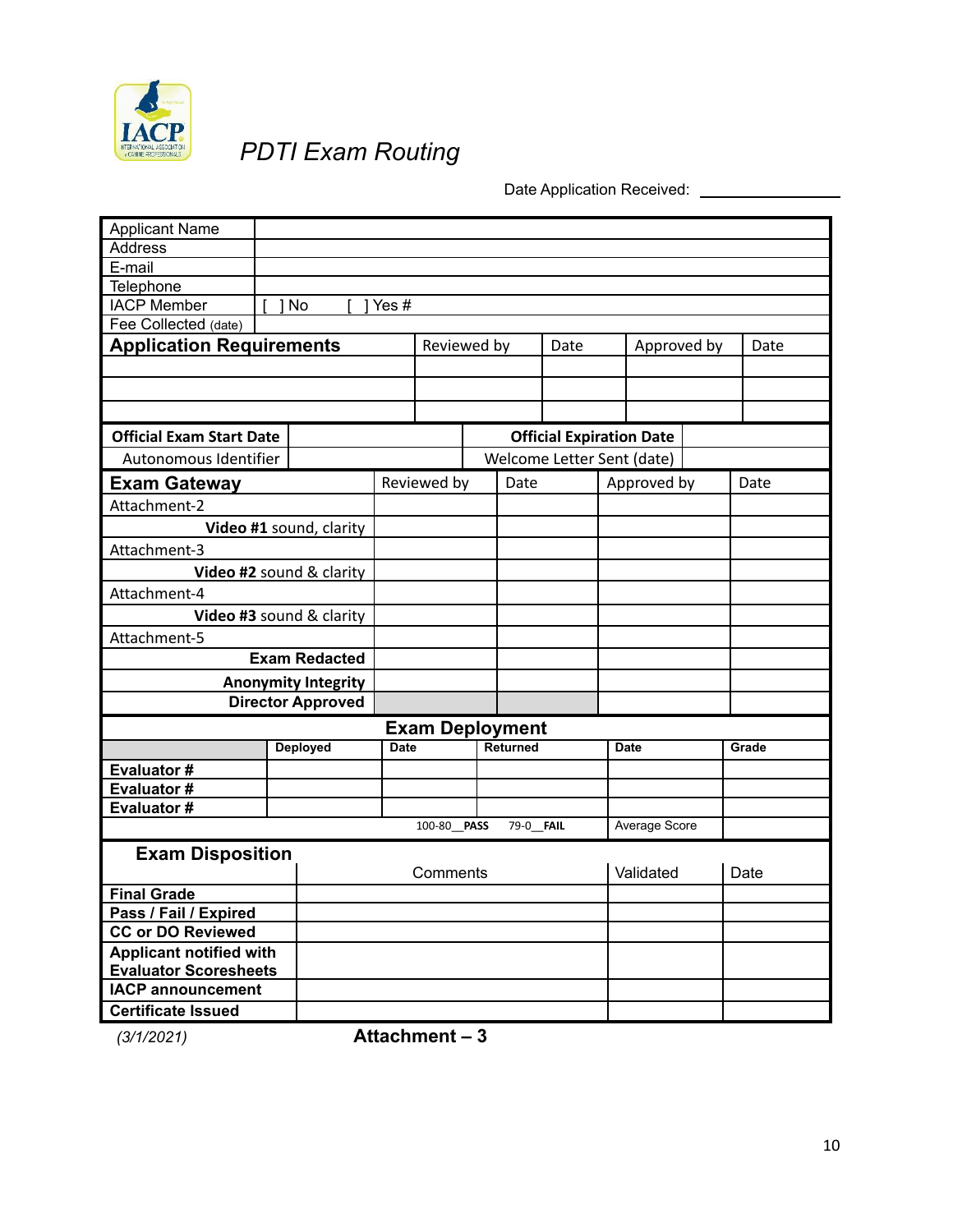# PDTI Exam Routing

Date Application Received: ________________

| Applicant Name | |
|---|---|
| Address | |
| E-mail | |
| Telephone | |
| IACP Member | [ ] No [ ] Yes # |
| Fee Collected (date) | |

| **Application Requirements** | Reviewed by | Date | Approved by | Date |
|---|---|---|---|---|
| | | | | |
| | | | | |
| | | | | |

| **Official Exam Start Date** | | **Official Expiration Date** | |
|---|---|---|---|
| Autonomous Identifier | | Welcome Letter Sent (date) | |

| **Exam Gateway** | Reviewed by | Date | Approved by | Date |
|---|---|---|---|---|
| Attachment-2 | | | | |
| **Video #1** sound, clarity | | | | |
| Attachment-3 | | | | |
| **Video #2** sound & clarity | | | | |
| Attachment-4 | | | | |
| **Video #3** sound & clarity | | | | |
| Attachment-5 | | | | |
| **Exam Redacted** | | | | |
| **Anonymity Integrity** | | | | |
| **Director Approved** | | | | |

## Exam Deployment

| | **Deployed** | **Date** | **Returned** | **Date** | **Grade** |
|---|---|---|---|---|---|
| **Evaluator #** | | | | | |
| **Evaluator #** | | | | | |
| **Evaluator #** | | | | | |
| | | 100-80__**PASS** | 79-0__**FAIL** | Average Score | |

## Exam Disposition

| | Comments | Validated | Date |
|---|---|---|---|
| **Final Grade** | | | |
| **Pass / Fail / Expired** | | | |
| **CC or DO Reviewed** | | | |
| **Applicant notified with Evaluator Scoresheets** | | | |
| **IACP announcement** | | | |
| **Certificate Issued** | | | |

*(3/1/2021)* **Attachment – 3**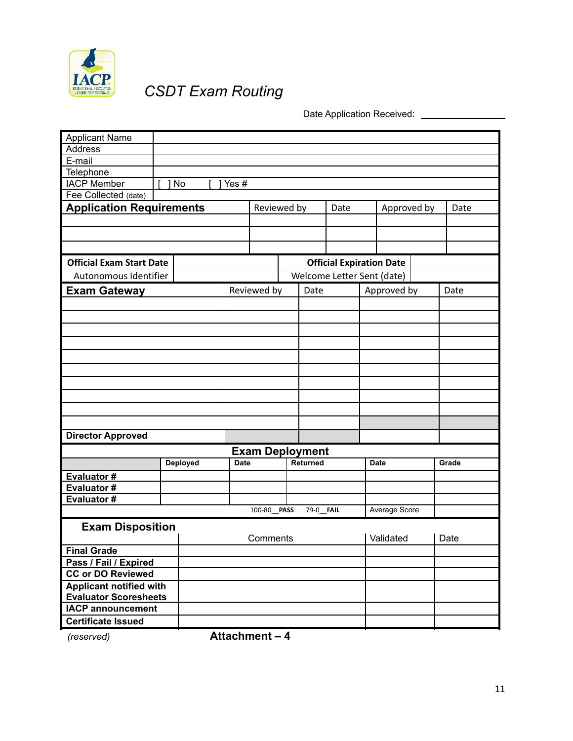# *CSDT Exam Routing*

Date Application Received: ________________

| Applicant Name | |
|---|---|
| Address | |
| E-mail | |
| Telephone | |
| IACP Member | [ ] No [ ] Yes # |
| Fee Collected (date) | |

| **Application Requirements** | Reviewed by | Date | Approved by | Date |
|---|---|---|---|---|
| | | | | |
| | | | | |
| | | | | |

| **Official Exam Start Date** | | **Official Expiration Date** | |
|---|---|---|---|
| Autonomous Identifier | | Welcome Letter Sent (date) | |

| **Exam Gateway** | Reviewed by | Date | Approved by | Date |
|---|---|---|---|---|
| | | | | |
| | | | | |
| | | | | |
| | | | | |
| | | | | |
| | | | | |
| | | | | |
| | | | | |
| | | | | |
| | | | | |
| **Director Approved** | | | | |

**Exam Deployment**

| | **Deployed** | **Date** | **Returned** | **Date** | **Grade** |
|---|---|---|---|---|---|
| **Evaluator #** | | | | | |
| **Evaluator #** | | | | | |
| **Evaluator #** | | | | | |
| | | 100-80__**PASS** | 79-0__**FAIL** | Average Score | |

**Exam Disposition**

| | Comments | Validated | Date |
|---|---|---|---|
| **Final Grade** | | | |
| **Pass / Fail / Expired** | | | |
| **CC or DO Reviewed** | | | |
| **Applicant notified with Evaluator Scoresheets** | | | |
| **IACP announcement** | | | |
| **Certificate Issued** | | | |

*(reserved)* **Attachment – 4**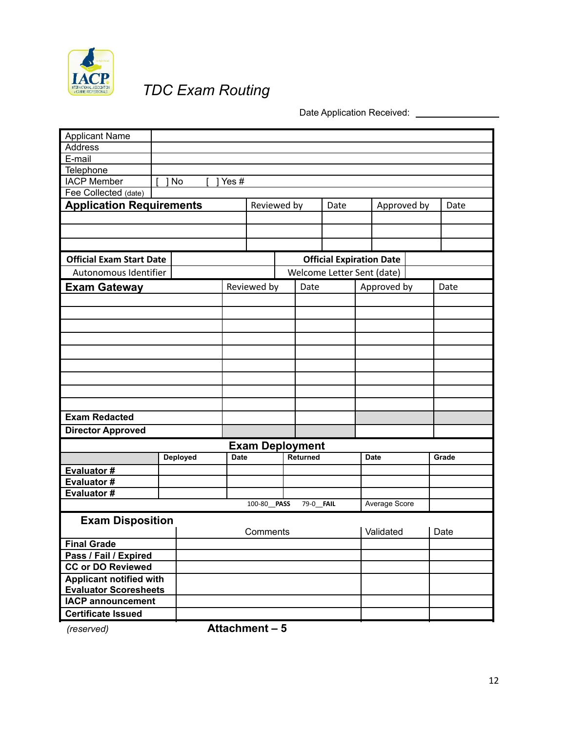# TDC Exam Routing

Date Application Received: ________________

| Applicant Name | |
|---|---|
| Address | |
| E-mail | |
| Telephone | |
| IACP Member | [ ] No [ ] Yes # |
| Fee Collected (date) | |

| **Application Requirements** | Reviewed by | Date | Approved by | Date |
|---|---|---|---|---|
| | | | | |
| | | | | |
| | | | | |

| **Official Exam Start Date** | | **Official Expiration Date** | |
|---|---|---|---|
| Autonomous Identifier | | Welcome Letter Sent (date) | |

| **Exam Gateway** | Reviewed by | Date | Approved by | Date |
|---|---|---|---|---|
| | | | | |
| | | | | |
| | | | | |
| | | | | |
| | | | | |
| | | | | |
| | | | | |
| | | | | |
| | | | | |
| **Exam Redacted** | | | | |
| **Director Approved** | | | | |

**Exam Deployment**

| | **Deployed** | **Date** | **Returned** | **Date** | **Grade** |
|---|---|---|---|---|---|
| **Evaluator #** | | | | | |
| **Evaluator #** | | | | | |
| **Evaluator #** | | | | | |
| | | 100-80__**PASS** | 79-0__**FAIL** | Average Score | |

| **Exam Disposition** | Comments | Validated | Date |
|---|---|---|---|
| **Final Grade** | | | |
| **Pass / Fail / Expired** | | | |
| **CC or DO Reviewed** | | | |
| **Applicant notified with Evaluator Scoresheets** | | | |
| **IACP announcement** | | | |
| **Certificate Issued** | | | |

*(reserved)* **Attachment – 5**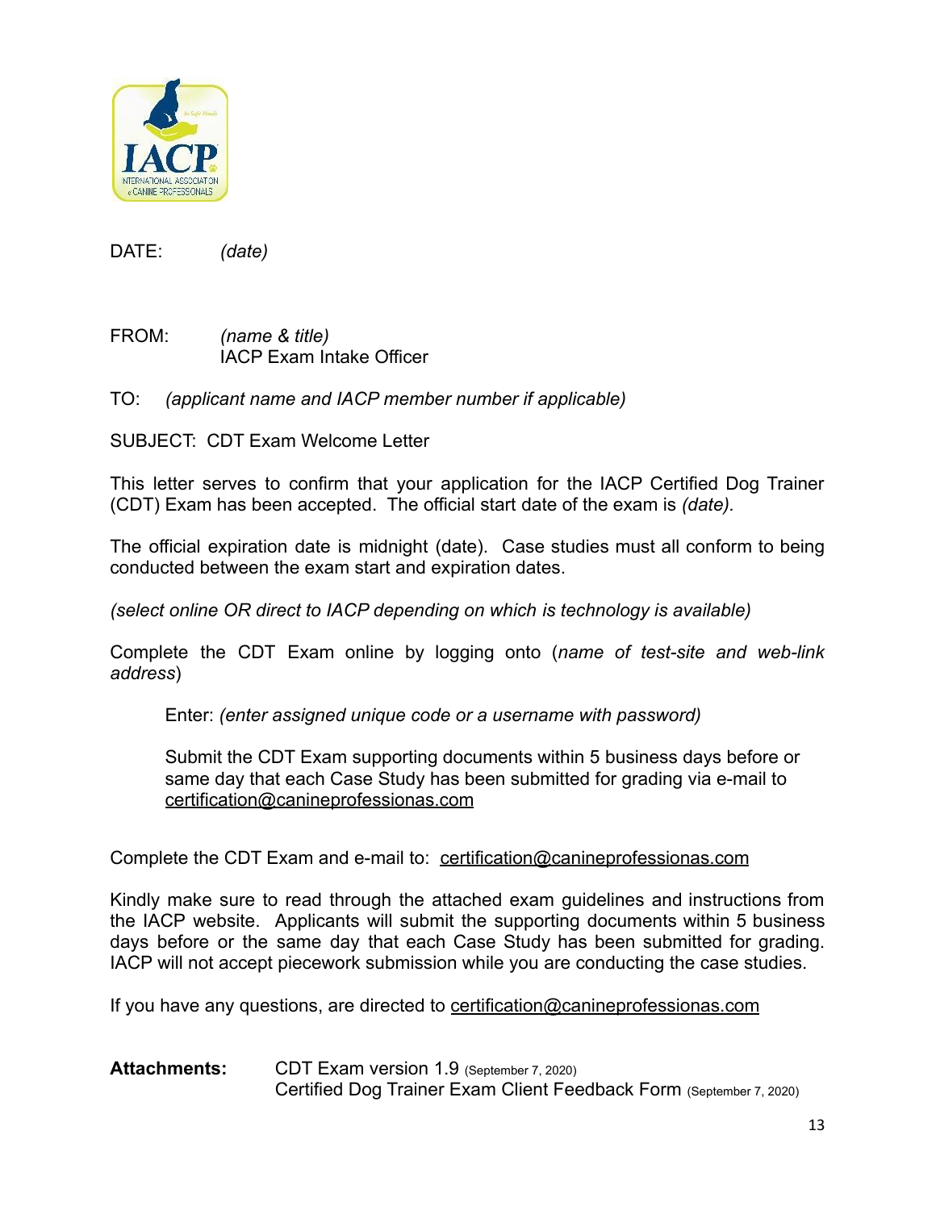DATE: *(date)*

FROM: *(name & title)*
IACP Exam Intake Officer

TO: *(applicant name and IACP member number if applicable)*

SUBJECT: CDT Exam Welcome Letter

This letter serves to confirm that your application for the IACP Certified Dog Trainer (CDT) Exam has been accepted. The official start date of the exam is *(date).*

The official expiration date is midnight (date). Case studies must all conform to being conducted between the exam start and expiration dates.

*(select online OR direct to IACP depending on which is technology is available)*

Complete the CDT Exam online by logging onto (*name of test-site and web-link address*)

> Enter: *(enter assigned unique code or a username with password)*
>
> Submit the CDT Exam supporting documents within 5 business days before or same day that each Case Study has been submitted for grading via e-mail to certification@canineprofessionas.com

Complete the CDT Exam and e-mail to: certification@canineprofessionas.com

Kindly make sure to read through the attached exam guidelines and instructions from the IACP website. Applicants will submit the supporting documents within 5 business days before or the same day that each Case Study has been submitted for grading. IACP will not accept piecework submission while you are conducting the case studies.

If you have any questions, are directed to certification@canineprofessionas.com

**Attachments:** CDT Exam version 1.9 (September 7, 2020)
Certified Dog Trainer Exam Client Feedback Form (September 7, 2020)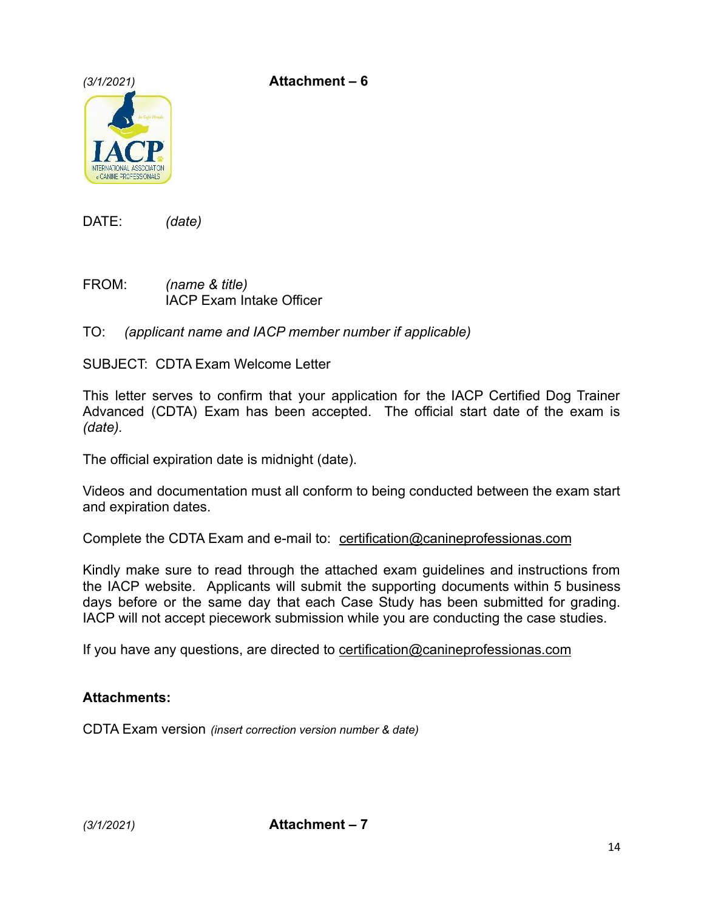*(3/1/2021)*

**Attachment – 6**

DATE: *(date)*

FROM: *(name & title)*
IACP Exam Intake Officer

TO: *(applicant name and IACP member number if applicable)*

SUBJECT: CDTA Exam Welcome Letter

This letter serves to confirm that your application for the IACP Certified Dog Trainer Advanced (CDTA) Exam has been accepted. The official start date of the exam is *(date).*

The official expiration date is midnight (date).

Videos and documentation must all conform to being conducted between the exam start and expiration dates.

Complete the CDTA Exam and e-mail to: certification@canineprofessionas.com

Kindly make sure to read through the attached exam guidelines and instructions from the IACP website. Applicants will submit the supporting documents within 5 business days before or the same day that each Case Study has been submitted for grading. IACP will not accept piecework submission while you are conducting the case studies.

If you have any questions, are directed to certification@canineprofessionas.com

**Attachments:**

CDTA Exam version *(insert correction version number & date)*

*(3/1/2021)*

**Attachment – 7**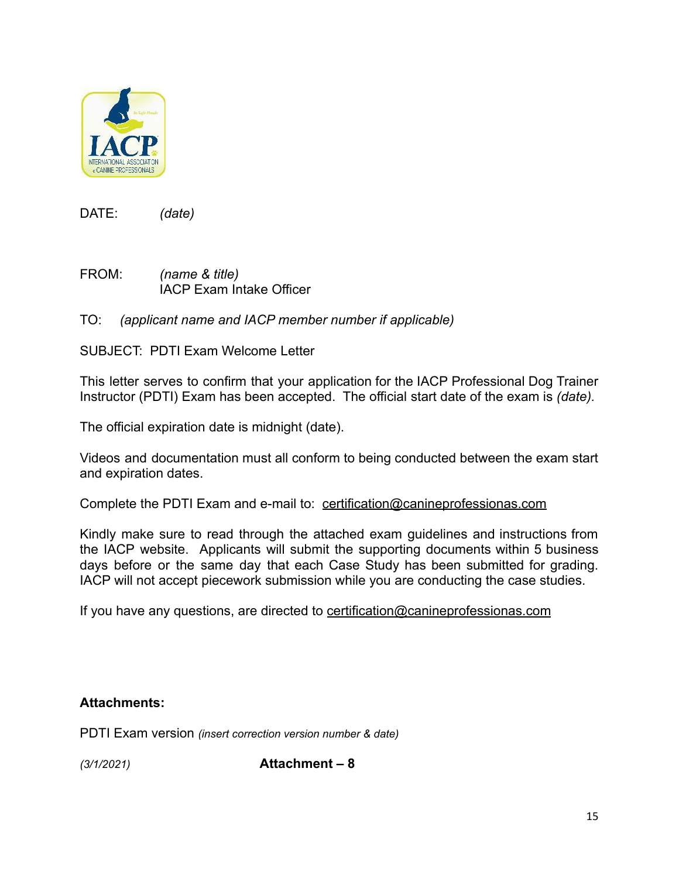DATE: *(date)*

FROM: *(name & title)*
IACP Exam Intake Officer

TO: *(applicant name and IACP member number if applicable)*

SUBJECT: PDTI Exam Welcome Letter

This letter serves to confirm that your application for the IACP Professional Dog Trainer Instructor (PDTI) Exam has been accepted. The official start date of the exam is *(date).*

The official expiration date is midnight (date).

Videos and documentation must all conform to being conducted between the exam start and expiration dates.

Complete the PDTI Exam and e-mail to: certification@canineprofessionas.com

Kindly make sure to read through the attached exam guidelines and instructions from the IACP website. Applicants will submit the supporting documents within 5 business days before or the same day that each Case Study has been submitted for grading. IACP will not accept piecework submission while you are conducting the case studies.

If you have any questions, are directed to certification@canineprofessionas.com

**Attachments:**

PDTI Exam version *(insert correction version number & date)*

*(3/1/2021)* **Attachment – 8**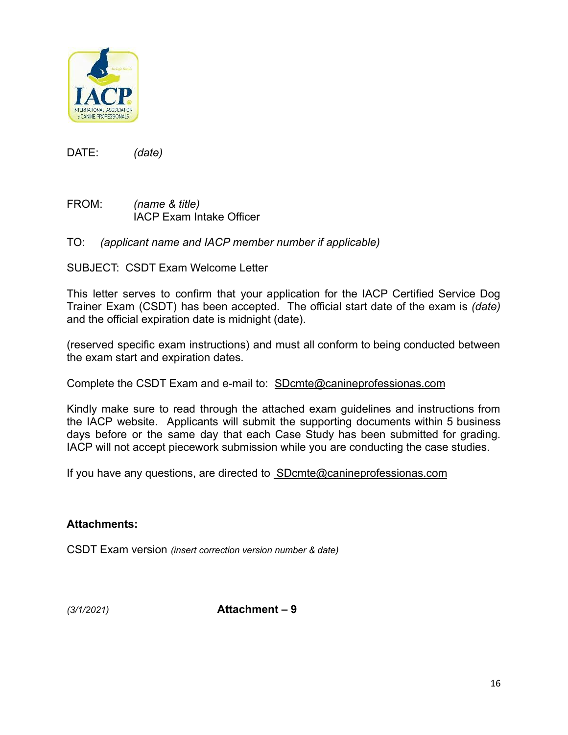DATE: *(date)*

FROM: *(name & title)*
IACP Exam Intake Officer

TO: *(applicant name and IACP member number if applicable)*

SUBJECT: CSDT Exam Welcome Letter

This letter serves to confirm that your application for the IACP Certified Service Dog Trainer Exam (CSDT) has been accepted. The official start date of the exam is *(date)* and the official expiration date is midnight (date).

(reserved specific exam instructions) and must all conform to being conducted between the exam start and expiration dates.

Complete the CSDT Exam and e-mail to: SDcmte@canineprofessionas.com

Kindly make sure to read through the attached exam guidelines and instructions from the IACP website. Applicants will submit the supporting documents within 5 business days before or the same day that each Case Study has been submitted for grading. IACP will not accept piecework submission while you are conducting the case studies.

If you have any questions, are directed to SDcmte@canineprofessionas.com

**Attachments:**

CSDT Exam version *(insert correction version number & date)*

*(3/1/2021)* **Attachment – 9**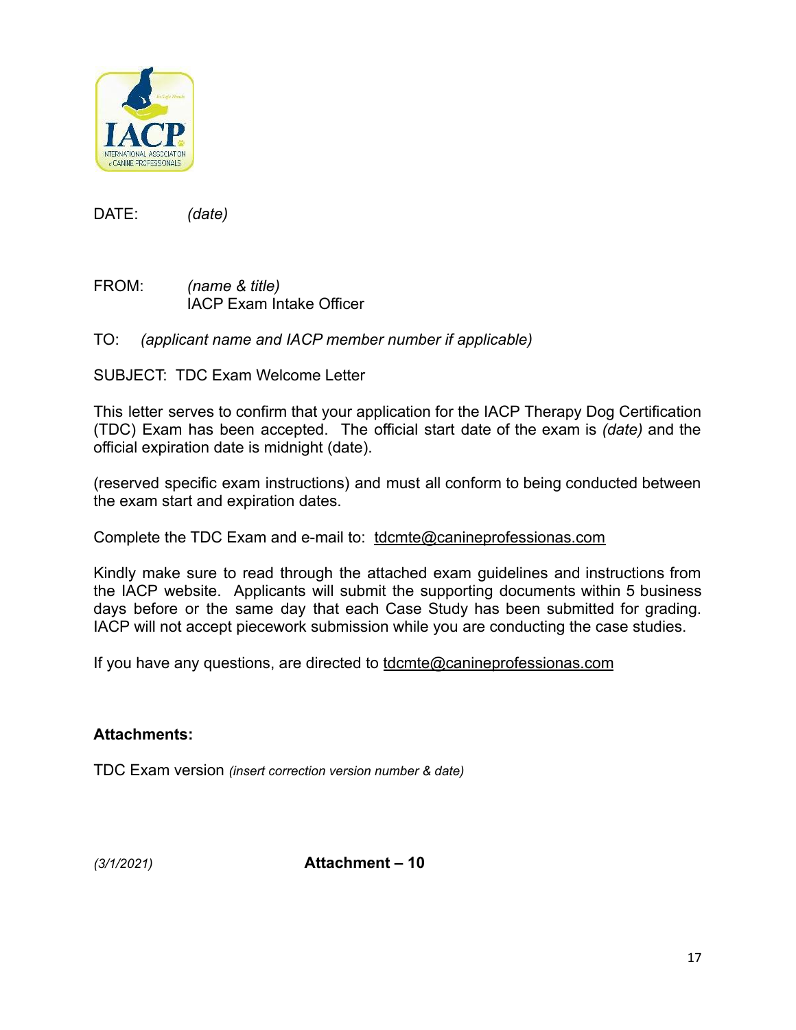DATE: *(date)*

FROM: *(name & title)*
IACP Exam Intake Officer

TO: *(applicant name and IACP member number if applicable)*

SUBJECT: TDC Exam Welcome Letter

This letter serves to confirm that your application for the IACP Therapy Dog Certification (TDC) Exam has been accepted. The official start date of the exam is *(date)* and the official expiration date is midnight (date).

(reserved specific exam instructions) and must all conform to being conducted between the exam start and expiration dates.

Complete the TDC Exam and e-mail to: tdcmte@canineprofessionas.com

Kindly make sure to read through the attached exam guidelines and instructions from the IACP website. Applicants will submit the supporting documents within 5 business days before or the same day that each Case Study has been submitted for grading. IACP will not accept piecework submission while you are conducting the case studies.

If you have any questions, are directed to tdcmte@canineprofessionas.com

**Attachments:**

TDC Exam version *(insert correction version number & date)*

*(3/1/2021)* **Attachment – 10**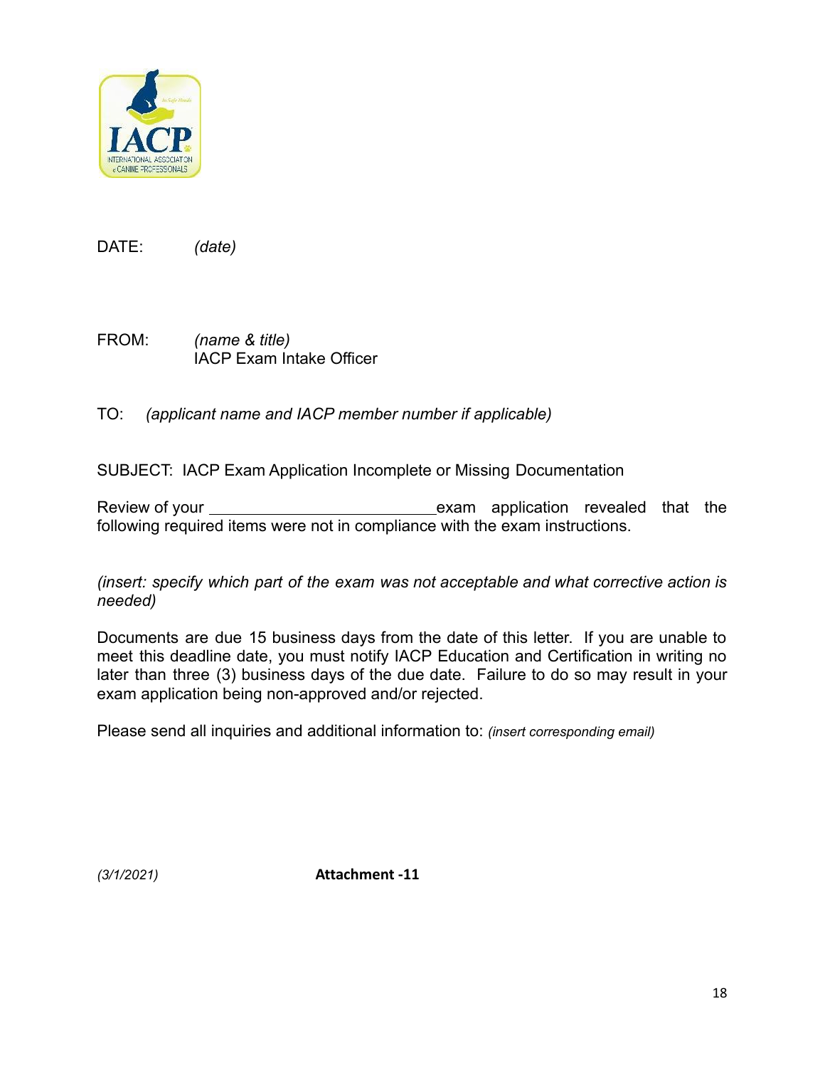DATE: *(date)*

FROM: *(name & title)*
IACP Exam Intake Officer

TO: *(applicant name and IACP member number if applicable)*

SUBJECT: IACP Exam Application Incomplete or Missing Documentation

Review of your ________________________ exam application revealed that the following required items were not in compliance with the exam instructions.

*(insert: specify which part of the exam was not acceptable and what corrective action is needed)*

Documents are due 15 business days from the date of this letter. If you are unable to meet this deadline date, you must notify IACP Education and Certification in writing no later than three (3) business days of the due date. Failure to do so may result in your exam application being non-approved and/or rejected.

Please send all inquiries and additional information to: *(insert corresponding email)*

*(3/1/2021)* **Attachment -11**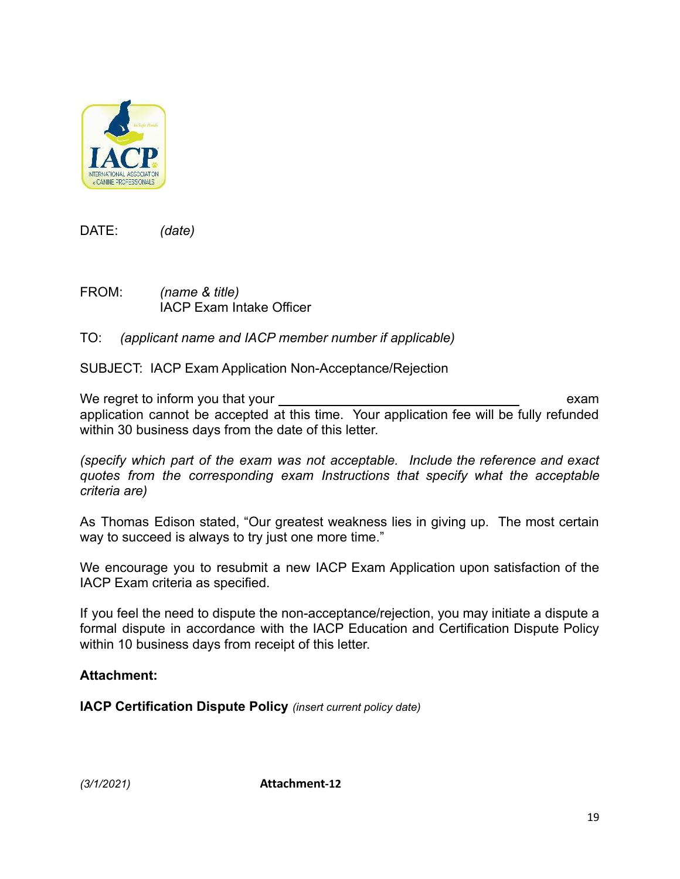DATE: *(date)*

FROM: *(name & title)*
IACP Exam Intake Officer

TO: *(applicant name and IACP member number if applicable)*

SUBJECT: IACP Exam Application Non-Acceptance/Rejection

We regret to inform you that your ______________________________ exam application cannot be accepted at this time. Your application fee will be fully refunded within 30 business days from the date of this letter.

*(specify which part of the exam was not acceptable. Include the reference and exact quotes from the corresponding exam Instructions that specify what the acceptable criteria are)*

As Thomas Edison stated, "Our greatest weakness lies in giving up. The most certain way to succeed is always to try just one more time."

We encourage you to resubmit a new IACP Exam Application upon satisfaction of the IACP Exam criteria as specified.

If you feel the need to dispute the non-acceptance/rejection, you may initiate a dispute a formal dispute in accordance with the IACP Education and Certification Dispute Policy within 10 business days from receipt of this letter.

**Attachment:**

**IACP Certification Dispute Policy** *(insert current policy date)*

*(3/1/2021)* **Attachment-12**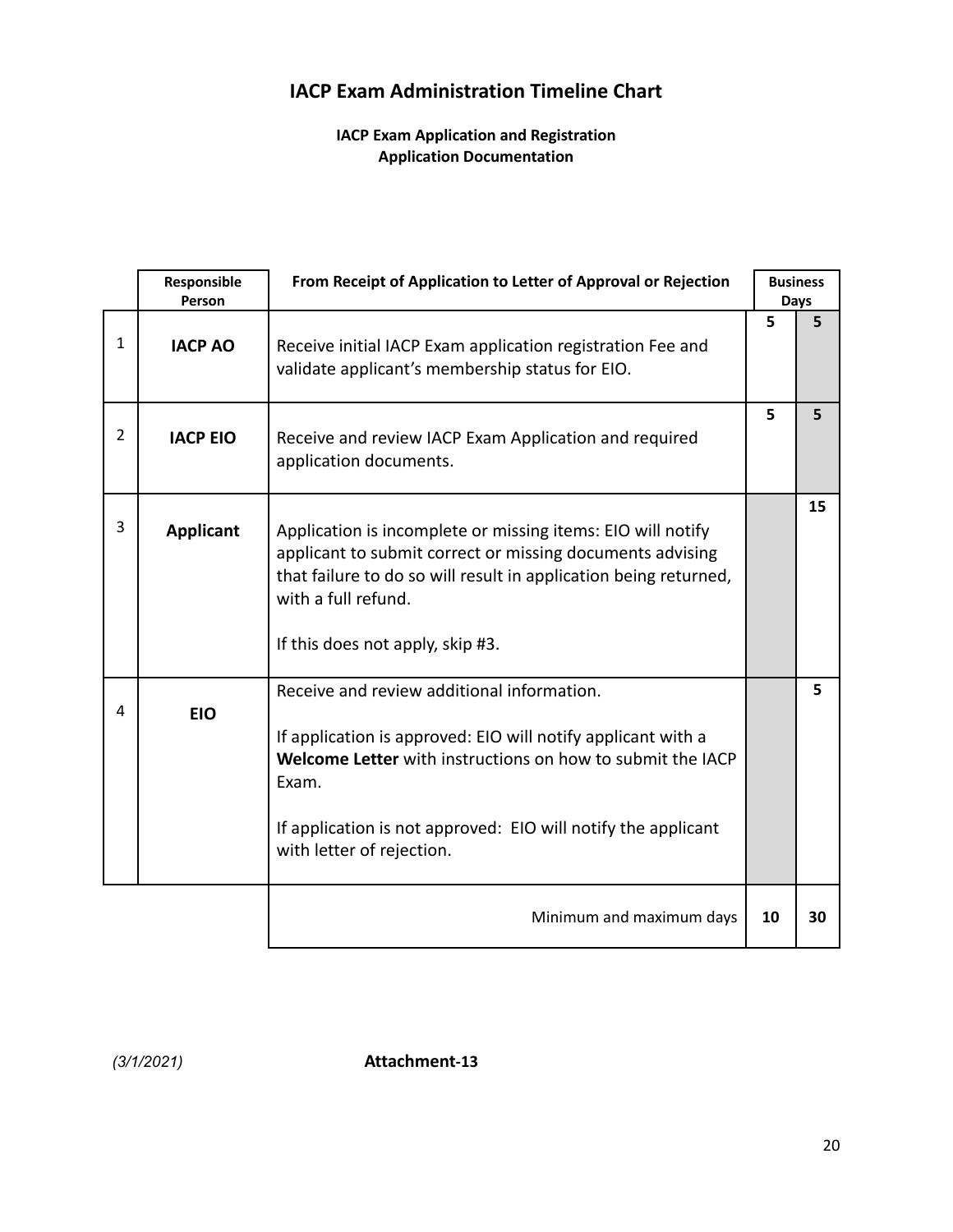# IACP Exam Administration Timeline Chart

**IACP Exam Application and Registration**
**Application Documentation**

| | Responsible Person | From Receipt of Application to Letter of Approval or Rejection | Business Days | |
|---|---|---|---|---|
| 1 | **IACP AO** | Receive initial IACP Exam application registration Fee and validate applicant's membership status for EIO. | 5 | 5 |
| 2 | **IACP EIO** | Receive and review IACP Exam Application and required application documents. | 5 | 5 |
| 3 | **Applicant** | Application is incomplete or missing items: EIO will notify applicant to submit correct or missing documents advising that failure to do so will result in application being returned, with a full refund.<br><br>If this does not apply, skip #3. | | 15 |
| 4 | **EIO** | Receive and review additional information.<br><br>If application is approved: EIO will notify applicant with a **Welcome Letter** with instructions on how to submit the IACP Exam.<br><br>If application is not approved: EIO will notify the applicant with letter of rejection. | | 5 |
| | | Minimum and maximum days | 10 | 30 |

*(3/1/2021)* **Attachment-13**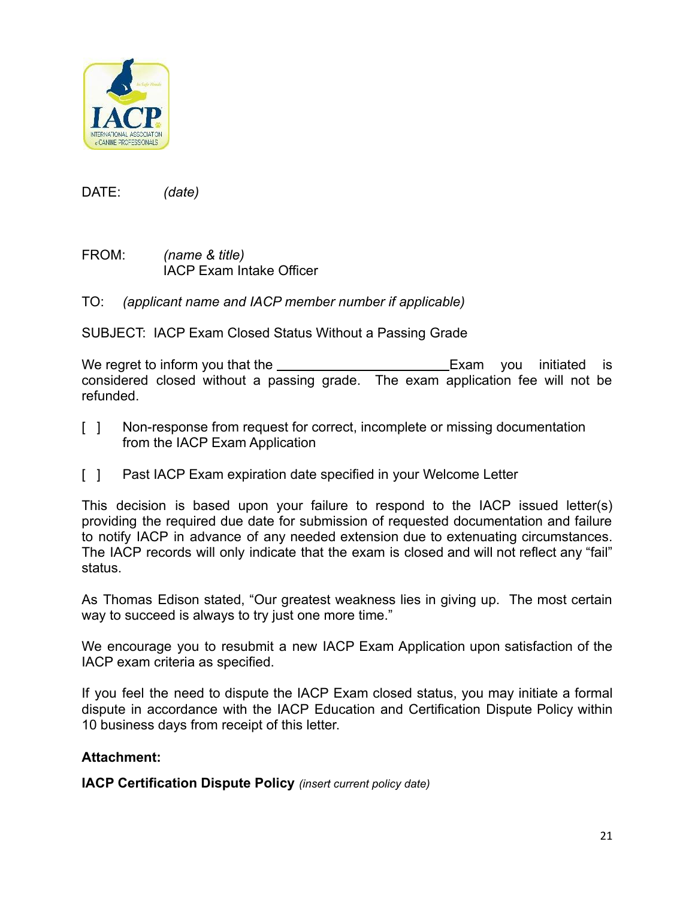DATE: *(date)*

FROM: *(name & title)*
IACP Exam Intake Officer

TO: *(applicant name and IACP member number if applicable)*

SUBJECT: IACP Exam Closed Status Without a Passing Grade

We regret to inform you that the \_\_\_\_\_\_\_\_\_\_\_\_\_\_\_\_\_\_\_\_\_\_\_\_Exam you initiated is considered closed without a passing grade. The exam application fee will not be refunded.

[ ] Non-response from request for correct, incomplete or missing documentation from the IACP Exam Application

[ ] Past IACP Exam expiration date specified in your Welcome Letter

This decision is based upon your failure to respond to the IACP issued letter(s) providing the required due date for submission of requested documentation and failure to notify IACP in advance of any needed extension due to extenuating circumstances. The IACP records will only indicate that the exam is closed and will not reflect any "fail" status.

As Thomas Edison stated, "Our greatest weakness lies in giving up. The most certain way to succeed is always to try just one more time."

We encourage you to resubmit a new IACP Exam Application upon satisfaction of the IACP exam criteria as specified.

If you feel the need to dispute the IACP Exam closed status, you may initiate a formal dispute in accordance with the IACP Education and Certification Dispute Policy within 10 business days from receipt of this letter.

**Attachment:**

**IACP Certification Dispute Policy** *(insert current policy date)*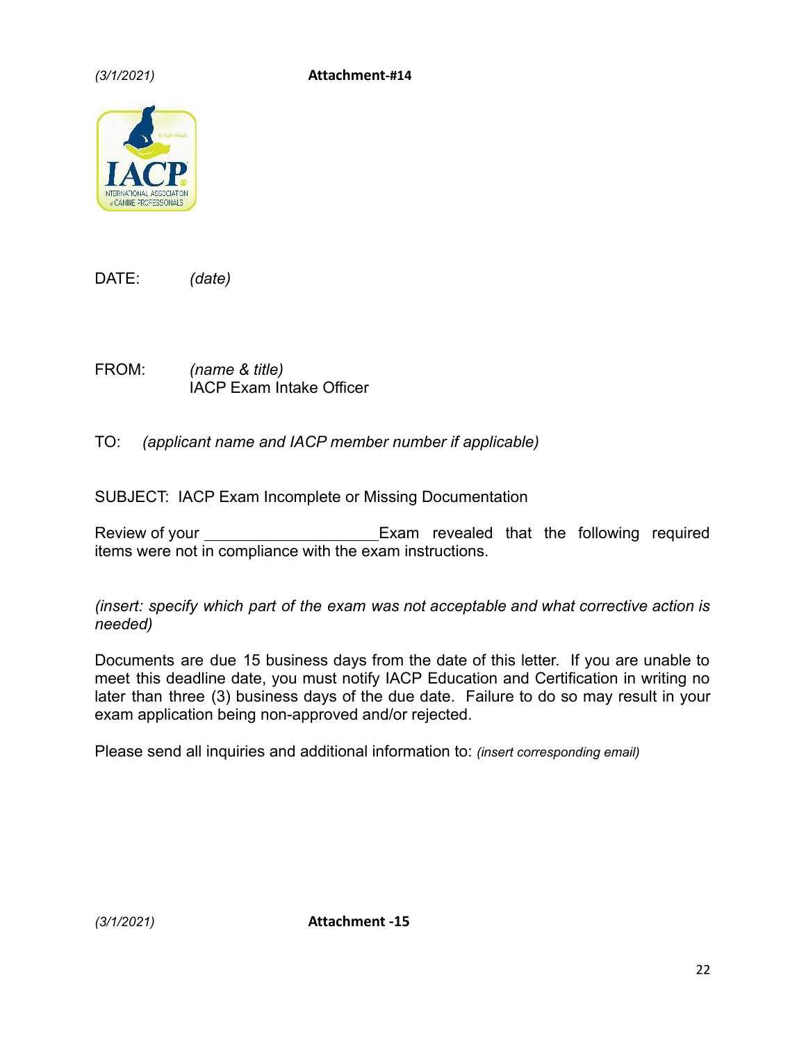*(3/1/2021)* **Attachment-#14**

DATE: *(date)*

FROM: *(name & title)*
IACP Exam Intake Officer

TO: *(applicant name and IACP member number if applicable)*

SUBJECT: IACP Exam Incomplete or Missing Documentation

Review of your ____________________ Exam revealed that the following required items were not in compliance with the exam instructions.

*(insert: specify which part of the exam was not acceptable and what corrective action is needed)*

Documents are due 15 business days from the date of this letter. If you are unable to meet this deadline date, you must notify IACP Education and Certification in writing no later than three (3) business days of the due date. Failure to do so may result in your exam application being non-approved and/or rejected.

Please send all inquiries and additional information to: *(insert corresponding email)*

*(3/1/2021)* **Attachment -15**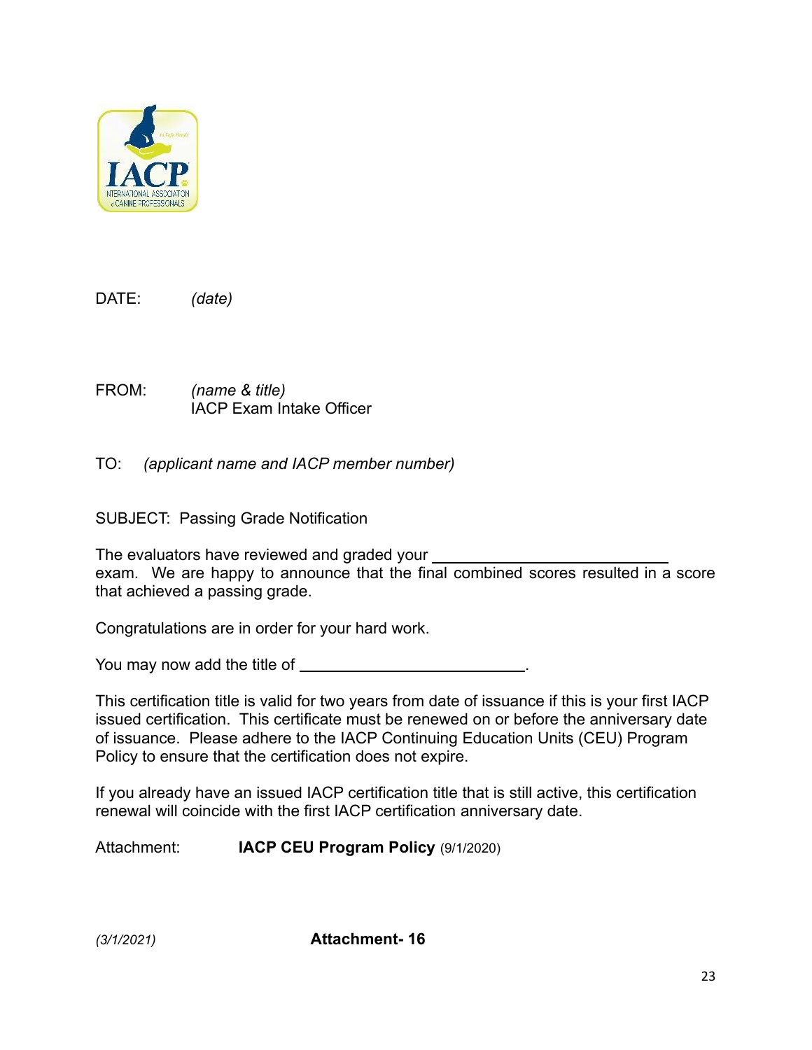DATE: *(date)*

FROM: *(name & title)*
IACP Exam Intake Officer

TO: *(applicant name and IACP member number)*

SUBJECT: Passing Grade Notification

The evaluators have reviewed and graded your ______________________________ exam. We are happy to announce that the final combined scores resulted in a score that achieved a passing grade.

Congratulations are in order for your hard work.

You may now add the title of ____________________________.

This certification title is valid for two years from date of issuance if this is your first IACP issued certification. This certificate must be renewed on or before the anniversary date of issuance. Please adhere to the IACP Continuing Education Units (CEU) Program Policy to ensure that the certification does not expire.

If you already have an issued IACP certification title that is still active, this certification renewal will coincide with the first IACP certification anniversary date.

Attachment: **IACP CEU Program Policy** (9/1/2020)

*(3/1/2021)* **Attachment- 16**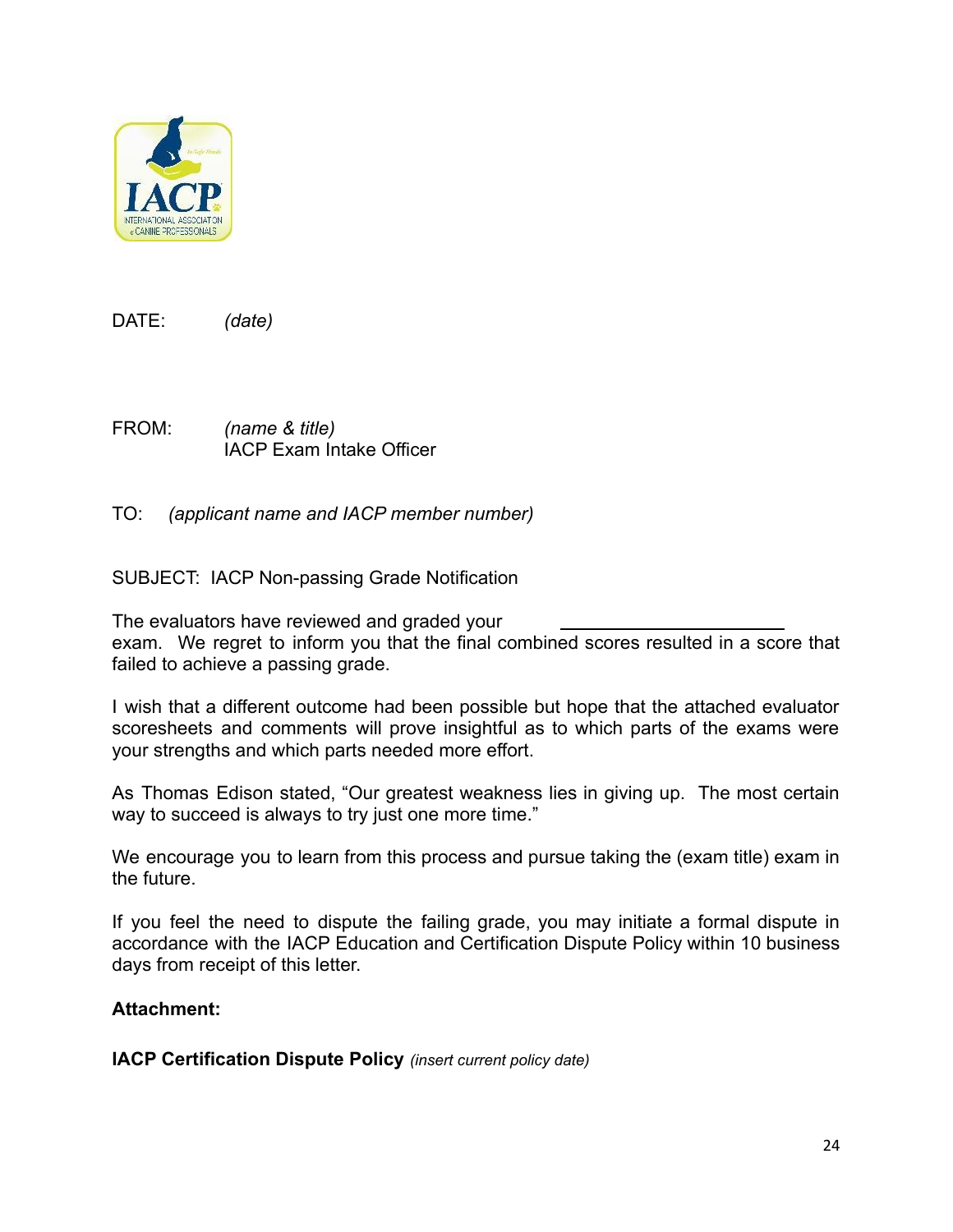DATE: *(date)*

FROM: *(name & title)*
IACP Exam Intake Officer

TO: *(applicant name and IACP member number)*

SUBJECT: IACP Non-passing Grade Notification

The evaluators have reviewed and graded your \_\_\_\_\_\_\_\_\_\_\_\_\_\_\_\_\_\_\_\_\_\_ exam. We regret to inform you that the final combined scores resulted in a score that failed to achieve a passing grade.

I wish that a different outcome had been possible but hope that the attached evaluator scoresheets and comments will prove insightful as to which parts of the exams were your strengths and which parts needed more effort.

As Thomas Edison stated, "Our greatest weakness lies in giving up. The most certain way to succeed is always to try just one more time."

We encourage you to learn from this process and pursue taking the (exam title) exam in the future.

If you feel the need to dispute the failing grade, you may initiate a formal dispute in accordance with the IACP Education and Certification Dispute Policy within 10 business days from receipt of this letter.

**Attachment:**

**IACP Certification Dispute Policy** *(insert current policy date)*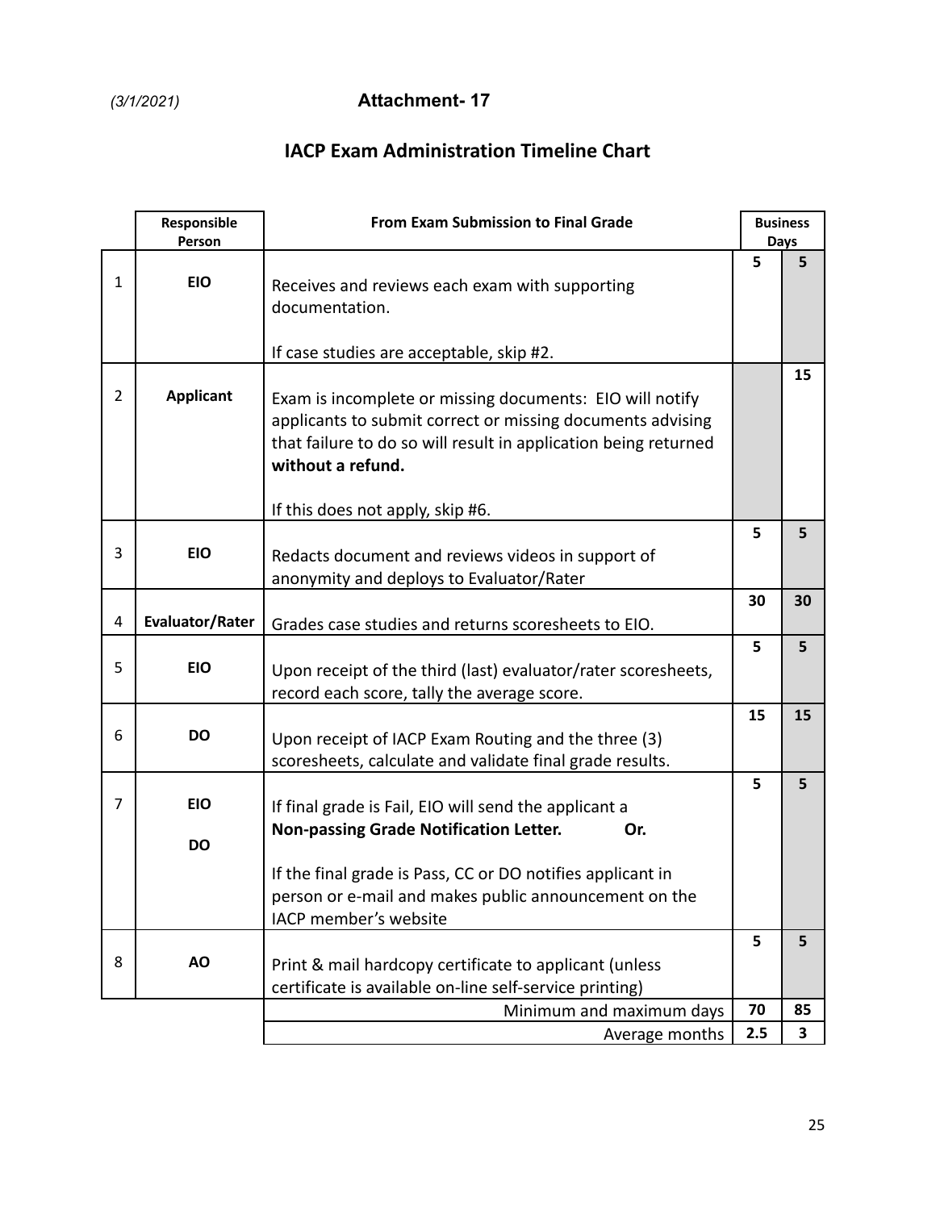*(3/1/2021)* **Attachment- 17**

## IACP Exam Administration Timeline Chart

| | Responsible Person | From Exam Submission to Final Grade | Business Days | |
|---|---|---|---|---|
| 1 | **EIO** | Receives and reviews each exam with supporting documentation.<br><br>If case studies are acceptable, skip #2. | **5** | **5** |
| 2 | **Applicant** | Exam is incomplete or missing documents: EIO will notify applicants to submit correct or missing documents advising that failure to do so will result in application being returned **without a refund.**<br><br>If this does not apply, skip #6. | | **15** |
| 3 | **EIO** | Redacts document and reviews videos in support of anonymity and deploys to Evaluator/Rater | **5** | **5** |
| 4 | **Evaluator/Rater** | Grades case studies and returns scoresheets to EIO. | **30** | **30** |
| 5 | **EIO** | Upon receipt of the third (last) evaluator/rater scoresheets, record each score, tally the average score. | **5** | **5** |
| 6 | **DO** | Upon receipt of IACP Exam Routing and the three (3) scoresheets, calculate and validate final grade results. | **15** | **15** |
| 7 | **EIO**<br><br>**DO** | If final grade is Fail, EIO will send the applicant a **Non-passing Grade Notification Letter. Or.**<br><br>If the final grade is Pass, CC or DO notifies applicant in person or e-mail and makes public announcement on the IACP member's website | **5** | **5** |
| 8 | **AO** | Print & mail hardcopy certificate to applicant (unless certificate is available on-line self-service printing) | **5** | **5** |
| | | Minimum and maximum days | **70** | **85** |
| | | Average months | **2.5** | **3** |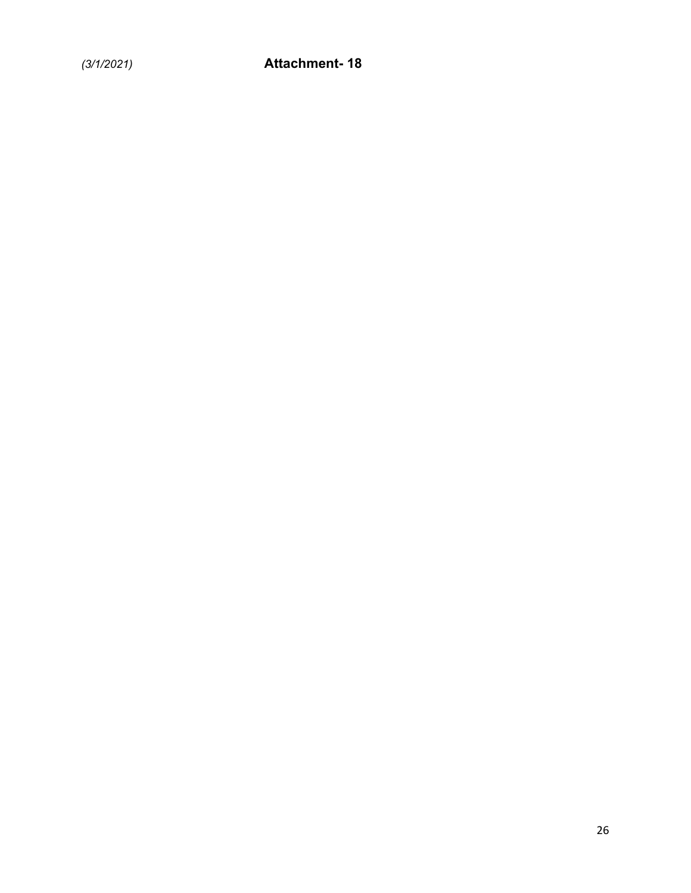*(3/1/2021)*

## Attachment- 18